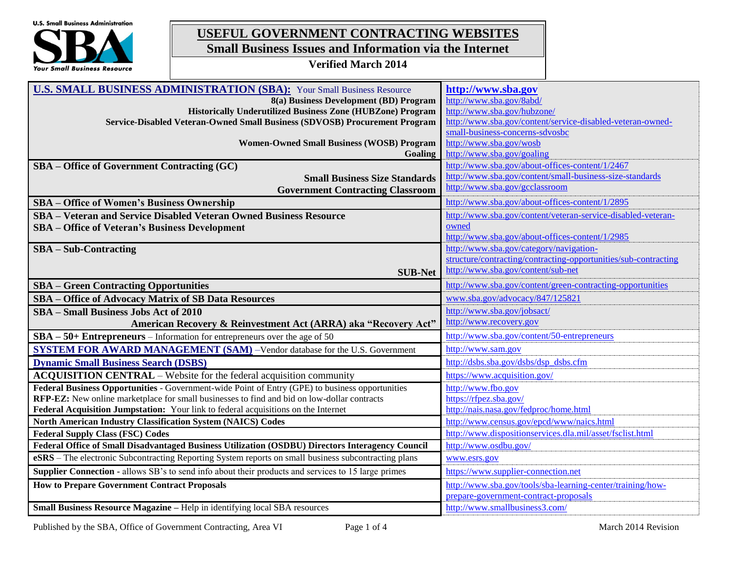U.S. Small Business Administration

SBA

Your Small Business Resource

# USEFUL GOVERNMENT CONTRACTING WEBSITES

## Small Business Issues and Information via the Internet

**Verified March 2014**

| | |
|---|---|
| **U.S. SMALL BUSINESS ADMINISTRATION (SBA):** Your Small Business Resource | **http://www.sba.gov** |
| **8(a) Business Development (BD) Program** | http://www.sba.gov/8abd/ |
| **Historically Underutilized Business Zone (HUBZone) Program** | http://www.sba.gov/hubzone/ |
| **Service-Disabled Veteran-Owned Small Business (SDVOSB) Procurement Program** | http://www.sba.gov/content/service-disabled-veteran-owned-small-business-concerns-sdvosbc |
| **Women-Owned Small Business (WOSB) Program** | http://www.sba.gov/wosb |
| **Goaling** | http://www.sba.gov/goaling |
| **SBA – Office of Government Contracting (GC)** | http://www.sba.gov/about-offices-content/1/2467 |
| **Small Business Size Standards** | http://www.sba.gov/content/small-business-size-standards |
| **Government Contracting Classroom** | http://www.sba.gov/gcclassroom |
| **SBA – Office of Women's Business Ownership** | http://www.sba.gov/about-offices-content/1/2895 |
| **SBA – Veteran and Service Disabled Veteran Owned Business Resource** | http://www.sba.gov/content/veteran-service-disabled-veteran-owned |
| **SBA – Office of Veteran's Business Development** | http://www.sba.gov/about-offices-content/1/2985 |
| **SBA – Sub-Contracting** | http://www.sba.gov/category/navigation-structure/contracting/contracting-opportunities/sub-contracting |
| **SUB-Net** | http://www.sba.gov/content/sub-net |
| **SBA – Green Contracting Opportunities** | http://www.sba.gov/content/green-contracting-opportunities |
| **SBA – Office of Advocacy Matrix of SB Data Resources** | www.sba.gov/advocacy/847/125821 |
| **SBA – Small Business Jobs Act of 2010** | http://www.sba.gov/jobsact/ |
| **American Recovery & Reinvestment Act (ARRA) aka "Recovery Act"** | http://www.recovery.gov |
| **SBA – 50+ Entrepreneurs** – Information for entrepreneurs over the age of 50 | http://www.sba.gov/content/50-entrepreneurs |
| **SYSTEM FOR AWARD MANAGEMENT (SAM)** –Vendor database for the U.S. Government | http://www.sam.gov |
| **Dynamic Small Business Search (DSBS)** | http://dsbs.sba.gov/dsbs/dsp_dsbs.cfm |
| **ACQUISITION CENTRAL** – Website for the federal acquisition community | https://www.acquisition.gov/ |
| **Federal Business Opportunities** - Government-wide Point of Entry (GPE) to business opportunities | http://www.fbo.gov |
| **RFP-EZ:** New online marketplace for small businesses to find and bid on low-dollar contracts | https://rfpez.sba.gov/ |
| **Federal Acquisition Jumpstation:** Your link to federal acquisitions on the Internet | http://nais.nasa.gov/fedproc/home.html |
| **North American Industry Classification System (NAICS) Codes** | http://www.census.gov/epcd/www/naics.html |
| **Federal Supply Class (FSC) Codes** | http://www.dispositionservices.dla.mil/asset/fsclist.html |
| **Federal Office of Small Disadvantaged Business Utilization (OSDBU) Directors Interagency Council** | http://www.osdbu.gov/ |
| **eSRS** – The electronic Subcontracting Reporting System reports on small business subcontracting plans | www.esrs.gov |
| **Supplier Connection -** allows SB's to send info about their products and services to 15 large primes | https://www.supplier-connection.net |
| **How to Prepare Government Contract Proposals** | http://www.sba.gov/tools/sba-learning-center/training/how-prepare-government-contract-proposals |
| **Small Business Resource Magazine –** Help in identifying local SBA resources | http://www.smallbusiness3.com/ |

Published by the SBA, Office of Government Contracting, Area VI — March 2014 Revision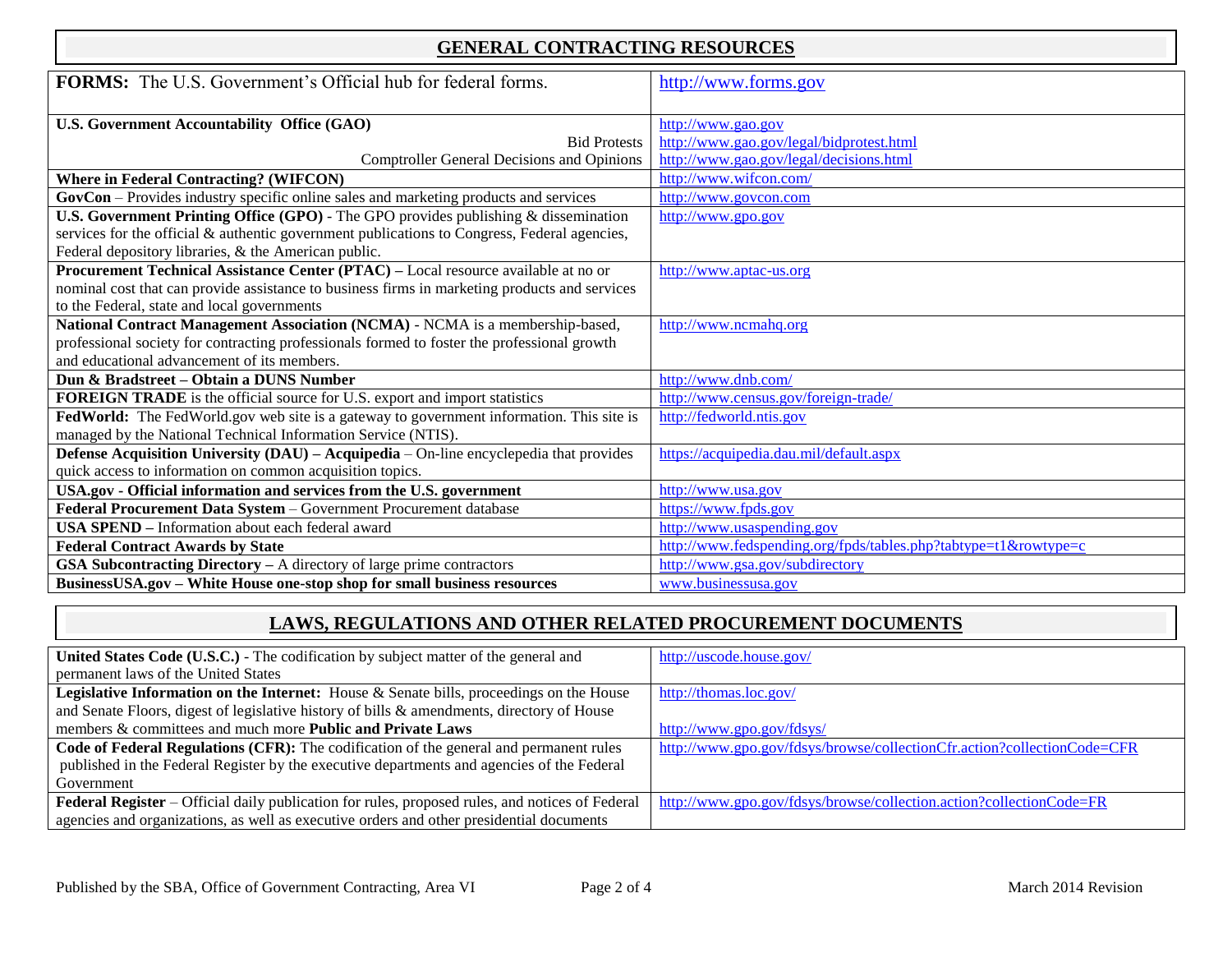## GENERAL CONTRACTING RESOURCES

| | |
|---|---|
| **FORMS:** The U.S. Government's Official hub for federal forms. | http://www.forms.gov |
| **U.S. Government Accountability Office (GAO)**<br>Bid Protests<br>Comptroller General Decisions and Opinions | http://www.gao.gov<br>http://www.gao.gov/legal/bidprotest.html<br>http://www.gao.gov/legal/decisions.html |
| **Where in Federal Contracting? (WIFCON)** | http://www.wifcon.com/ |
| **GovCon** – Provides industry specific online sales and marketing products and services | http://www.govcon.com |
| **U.S. Government Printing Office (GPO)** - The GPO provides publishing & dissemination services for the official & authentic government publications to Congress, Federal agencies, Federal depository libraries, & the American public. | http://www.gpo.gov |
| **Procurement Technical Assistance Center (PTAC) –** Local resource available at no or nominal cost that can provide assistance to business firms in marketing products and services to the Federal, state and local governments | http://www.aptac-us.org |
| **National Contract Management Association (NCMA)** - NCMA is a membership-based, professional society for contracting professionals formed to foster the professional growth and educational advancement of its members. | http://www.ncmahq.org |
| **Dun & Bradstreet – Obtain a DUNS Number** | http://www.dnb.com/ |
| **FOREIGN TRADE** is the official source for U.S. export and import statistics | http://www.census.gov/foreign-trade/ |
| **FedWorld:** The FedWorld.gov web site is a gateway to government information. This site is managed by the National Technical Information Service (NTIS). | http://fedworld.ntis.gov |
| **Defense Acquisition University (DAU) – Acquipedia** – On-line encyclopedia that provides quick access to information on common acquisition topics. | https://acquipedia.dau.mil/default.aspx |
| **USA.gov - Official information and services from the U.S. government** | http://www.usa.gov |
| **Federal Procurement Data System** – Government Procurement database | https://www.fpds.gov |
| **USA SPEND –** Information about each federal award | http://www.usaspending.gov |
| **Federal Contract Awards by State** | http://www.fedspending.org/fpds/tables.php?tabtype=t1&rowtype=c |
| **GSA Subcontracting Directory –** A directory of large prime contractors | http://www.gsa.gov/subdirectory |
| **BusinessUSA.gov – White House one-stop shop for small business resources** | www.businessusa.gov |

## LAWS, REGULATIONS AND OTHER RELATED PROCUREMENT DOCUMENTS

| | |
|---|---|
| **United States Code (U.S.C.)** - The codification by subject matter of the general and permanent laws of the United States | http://uscode.house.gov/ |
| **Legislative Information on the Internet:** House & Senate bills, proceedings on the House and Senate Floors, digest of legislative history of bills & amendments, directory of House members & committees and much more **Public and Private Laws** | http://thomas.loc.gov/<br>http://www.gpo.gov/fdsys/ |
| **Code of Federal Regulations (CFR):** The codification of the general and permanent rules published in the Federal Register by the executive departments and agencies of the Federal Government | http://www.gpo.gov/fdsys/browse/collectionCfr.action?collectionCode=CFR |
| **Federal Register** – Official daily publication for rules, proposed rules, and notices of Federal agencies and organizations, as well as executive orders and other presidential documents | http://www.gpo.gov/fdsys/browse/collection.action?collectionCode=FR |

Published by the SBA, Office of Government Contracting, Area VI — March 2014 Revision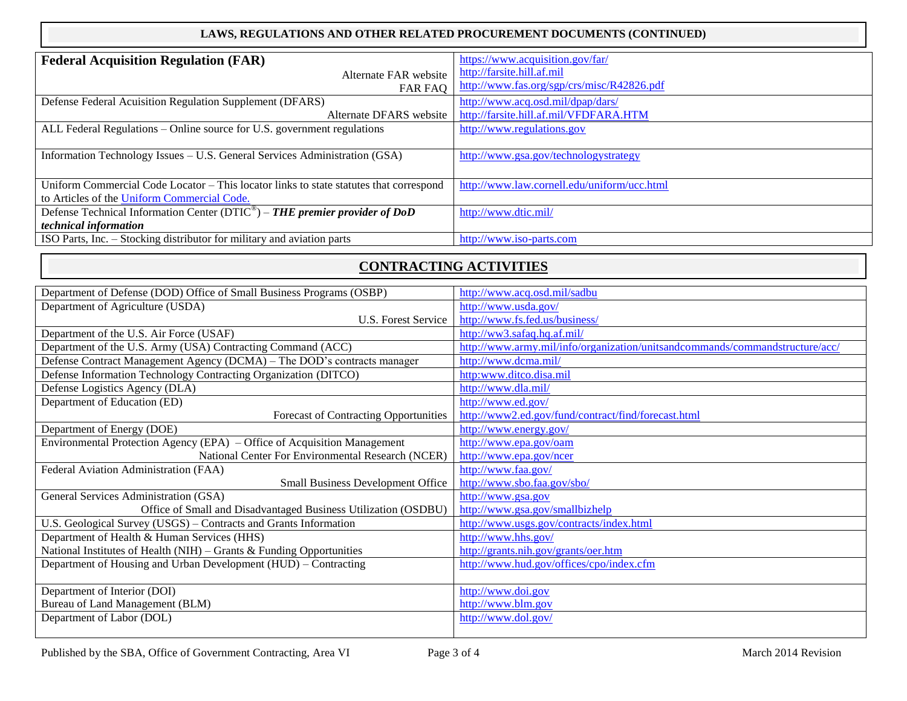## LAWS, REGULATIONS AND OTHER RELATED PROCUREMENT DOCUMENTS (CONTINUED)

| | |
|---|---|
| **Federal Acquisition Regulation (FAR)** | https://www.acquisition.gov/far/ |
| Alternate FAR website | http://farsite.hill.af.mil |
| FAR FAQ | http://www.fas.org/sgp/crs/misc/R42826.pdf |
| Defense Federal Acuisition Regulation Supplement (DFARS) | http://www.acq.osd.mil/dpap/dars/ |
| Alternate DFARS website | http://farsite.hill.af.mil/VFDFARA.HTM |
| ALL Federal Regulations – Online source for U.S. government regulations | http://www.regulations.gov |
| Information Technology Issues – U.S. General Services Administration (GSA) | http://www.gsa.gov/technologystrategy |
| Uniform Commercial Code Locator – This locator links to state statutes that correspond to Articles of the Uniform Commercial Code. | http://www.law.cornell.edu/uniform/ucc.html |
| Defense Technical Information Center (DTIC®) – ***THE premier provider of DoD technical information*** | http://www.dtic.mil/ |
| ISO Parts, Inc. – Stocking distributor for military and aviation parts | http://www.iso-parts.com |

## CONTRACTING ACTIVITIES

| | |
|---|---|
| Department of Defense (DOD) Office of Small Business Programs (OSBP) | http://www.acq.osd.mil/sadbu |
| Department of Agriculture (USDA) | http://www.usda.gov/ |
| U.S. Forest Service | http://www.fs.fed.us/business/ |
| Department of the U.S. Air Force (USAF) | http://ww3.safaq.hq.af.mil/ |
| Department of the U.S. Army (USA) Contracting Command (ACC) | http://www.army.mil/info/organization/unitsandcommands/commandstructure/acc/ |
| Defense Contract Management Agency (DCMA) – The DOD's contracts manager | http://www.dcma.mil/ |
| Defense Information Technology Contracting Organization (DITCO) | http:www.ditco.disa.mil |
| Defense Logistics Agency (DLA) | http://www.dla.mil/ |
| Department of Education (ED) | http://www.ed.gov/ |
| Forecast of Contracting Opportunities | http://www2.ed.gov/fund/contract/find/forecast.html |
| Department of Energy (DOE) | http://www.energy.gov/ |
| Environmental Protection Agency (EPA) – Office of Acquisition Management | http://www.epa.gov/oam |
| National Center For Environmental Research (NCER) | http://www.epa.gov/ncer |
| Federal Aviation Administration (FAA) | http://www.faa.gov/ |
| Small Business Development Office | http://www.sbo.faa.gov/sbo/ |
| General Services Administration (GSA) | http://www.gsa.gov |
| Office of Small and Disadvantaged Business Utilization (OSDBU) | http://www.gsa.gov/smallbizhelp |
| U.S. Geological Survey (USGS) – Contracts and Grants Information | http://www.usgs.gov/contracts/index.html |
| Department of Health & Human Services (HHS) | http://www.hhs.gov/ |
| National Institutes of Health (NIH) – Grants & Funding Opportunities | http://grants.nih.gov/grants/oer.htm |
| Department of Housing and Urban Development (HUD) – Contracting | http://www.hud.gov/offices/cpo/index.cfm |
| Department of Interior (DOI) | http://www.doi.gov |
| Bureau of Land Management (BLM) | http://www.blm.gov |
| Department of Labor (DOL) | http://www.dol.gov/ |

Published by the SBA, Office of Government Contracting, Area VI — March 2014 Revision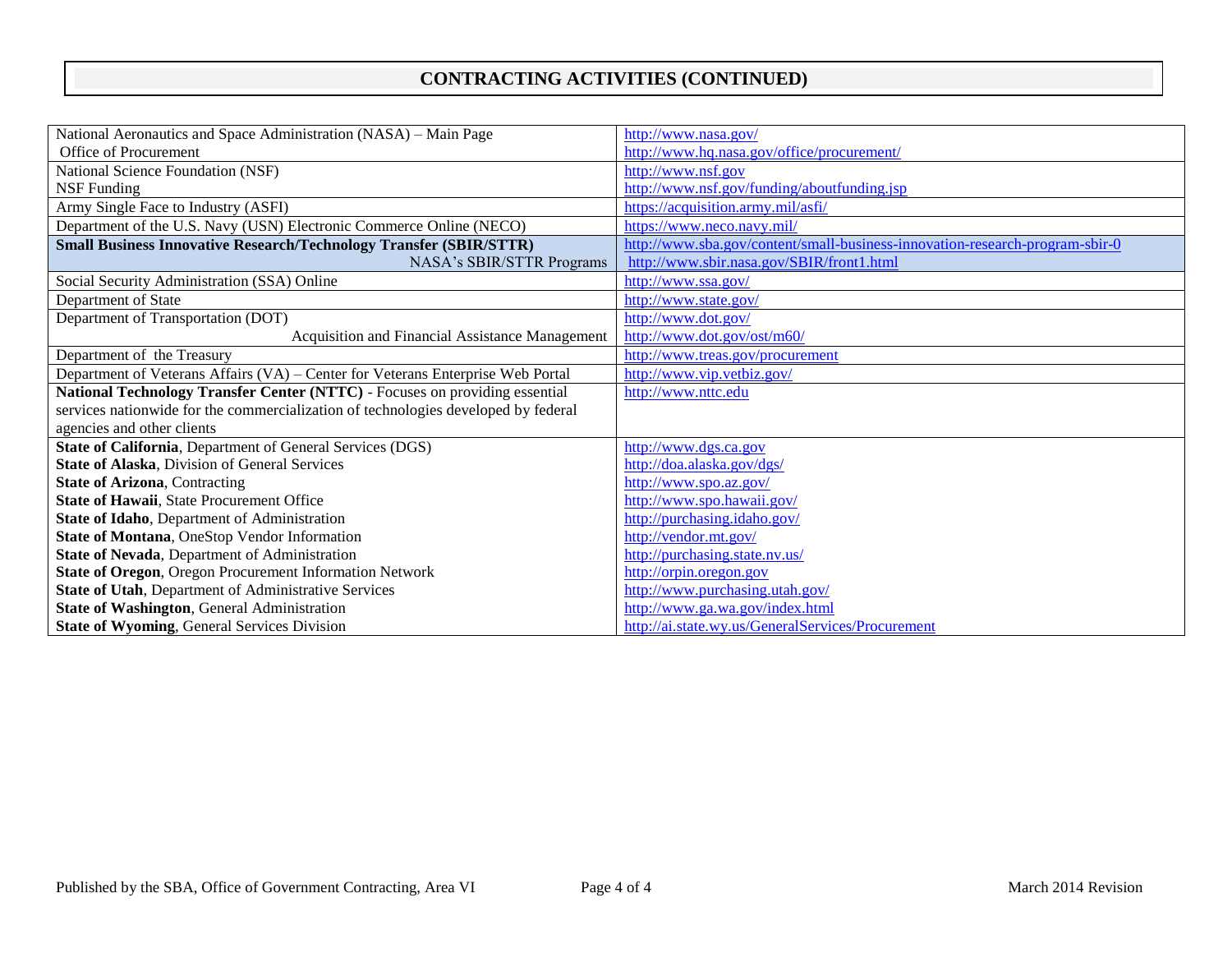## CONTRACTING ACTIVITIES (CONTINUED)

| | |
|---|---|
| National Aeronautics and Space Administration (NASA) – Main Page<br>Office of Procurement | http://www.nasa.gov/<br>http://www.hq.nasa.gov/office/procurement/ |
| National Science Foundation (NSF)<br>NSF Funding | http://www.nsf.gov<br>http://www.nsf.gov/funding/aboutfunding.jsp |
| Army Single Face to Industry (ASFI) | https://acquisition.army.mil/asfi/ |
| Department of the U.S. Navy (USN) Electronic Commerce Online (NECO) | https://www.neco.navy.mil/ |
| **Small Business Innovative Research/Technology Transfer (SBIR/STTR)**<br>NASA's SBIR/STTR Programs | http://www.sba.gov/content/small-business-innovation-research-program-sbir-0<br>http://www.sbir.nasa.gov/SBIR/front1.html |
| Social Security Administration (SSA) Online | http://www.ssa.gov/ |
| Department of State | http://www.state.gov/ |
| Department of Transportation (DOT)<br>Acquisition and Financial Assistance Management | http://www.dot.gov/<br>http://www.dot.gov/ost/m60/ |
| Department of the Treasury | http://www.treas.gov/procurement |
| Department of Veterans Affairs (VA) – Center for Veterans Enterprise Web Portal | http://www.vip.vetbiz.gov/ |
| **National Technology Transfer Center (NTTC)** - Focuses on providing essential services nationwide for the commercialization of technologies developed by federal agencies and other clients | http://www.nttc.edu |
| **State of California**, Department of General Services (DGS)<br>**State of Alaska**, Division of General Services<br>**State of Arizona**, Contracting<br>**State of Hawaii**, State Procurement Office<br>**State of Idaho**, Department of Administration<br>**State of Montana**, OneStop Vendor Information<br>**State of Nevada**, Department of Administration<br>**State of Oregon**, Oregon Procurement Information Network<br>**State of Utah**, Department of Administrative Services<br>**State of Washington**, General Administration<br>**State of Wyoming**, General Services Division | http://www.dgs.ca.gov<br>http://doa.alaska.gov/dgs/<br>http://www.spo.az.gov/<br>http://www.spo.hawaii.gov/<br>http://purchasing.idaho.gov/<br>http://vendor.mt.gov/<br>http://purchasing.state.nv.us/<br>http://orpin.oregon.gov<br>http://www.purchasing.utah.gov/<br>http://www.ga.wa.gov/index.html<br>http://ai.state.wy.us/GeneralServices/Procurement |

Published by the SBA, Office of Government Contracting, Area VI

March 2014 Revision